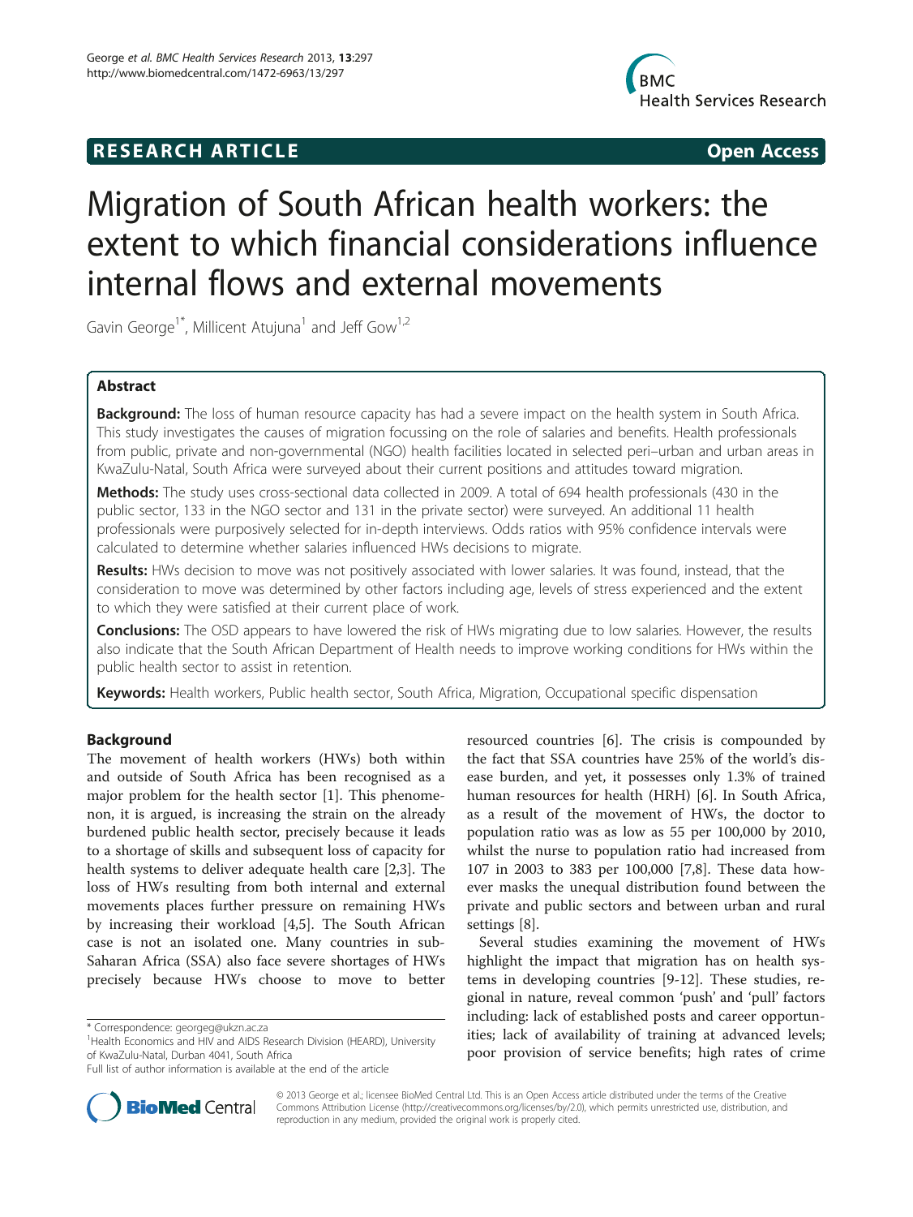RESEARCH ARTICLE Open Access

# Migration of South African health workers: the extent to which financial considerations influence internal flows and external movements

Gavin George[1*], Millicent Atujuna[1] and Jeff Gow[1,2]

## Abstract

**Background:** The loss of human resource capacity has had a severe impact on the health system in South Africa. This study investigates the causes of migration focussing on the role of salaries and benefits. Health professionals from public, private and non-governmental (NGO) health facilities located in selected peri–urban and urban areas in KwaZulu-Natal, South Africa were surveyed about their current positions and attitudes toward migration.

**Methods:** The study uses cross-sectional data collected in 2009. A total of 694 health professionals (430 in the public sector, 133 in the NGO sector and 131 in the private sector) were surveyed. An additional 11 health professionals were purposively selected for in-depth interviews. Odds ratios with 95% confidence intervals were calculated to determine whether salaries influenced HWs decisions to migrate.

**Results:** HWs decision to move was not positively associated with lower salaries. It was found, instead, that the consideration to move was determined by other factors including age, levels of stress experienced and the extent to which they were satisfied at their current place of work.

**Conclusions:** The OSD appears to have lowered the risk of HWs migrating due to low salaries. However, the results also indicate that the South African Department of Health needs to improve working conditions for HWs within the public health sector to assist in retention.

**Keywords:** Health workers, Public health sector, South Africa, Migration, Occupational specific dispensation

## Background

The movement of health workers (HWs) both within and outside of South Africa has been recognised as a major problem for the health sector [1]. This phenomenon, it is argued, is increasing the strain on the already burdened public health sector, precisely because it leads to a shortage of skills and subsequent loss of capacity for health systems to deliver adequate health care [2,3]. The loss of HWs resulting from both internal and external movements places further pressure on remaining HWs by increasing their workload [4,5]. The South African case is not an isolated one. Many countries in sub-Saharan Africa (SSA) also face severe shortages of HWs precisely because HWs choose to move to better resourced countries [6]. The crisis is compounded by the fact that SSA countries have 25% of the world's disease burden, and yet, it possesses only 1.3% of trained human resources for health (HRH) [6]. In South Africa, as a result of the movement of HWs, the doctor to population ratio was as low as 55 per 100,000 by 2010, whilst the nurse to population ratio had increased from 107 in 2003 to 383 per 100,000 [7,8]. These data however masks the unequal distribution found between the private and public sectors and between urban and rural settings [8].

Several studies examining the movement of HWs highlight the impact that migration has on health systems in developing countries [9-12]. These studies, regional in nature, reveal common 'push' and 'pull' factors including: lack of established posts and career opportunities; lack of availability of training at advanced levels; poor provision of service benefits; high rates of crime

\* Correspondence: georgeg@ukzn.ac.za

[1]Health Economics and HIV and AIDS Research Division (HEARD), University of KwaZulu-Natal, Durban 4041, South Africa

Full list of author information is available at the end of the article

© 2013 George et al.; licensee BioMed Central Ltd. This is an Open Access article distributed under the terms of the Creative Commons Attribution License (http://creativecommons.org/licenses/by/2.0), which permits unrestricted use, distribution, and reproduction in any medium, provided the original work is properly cited.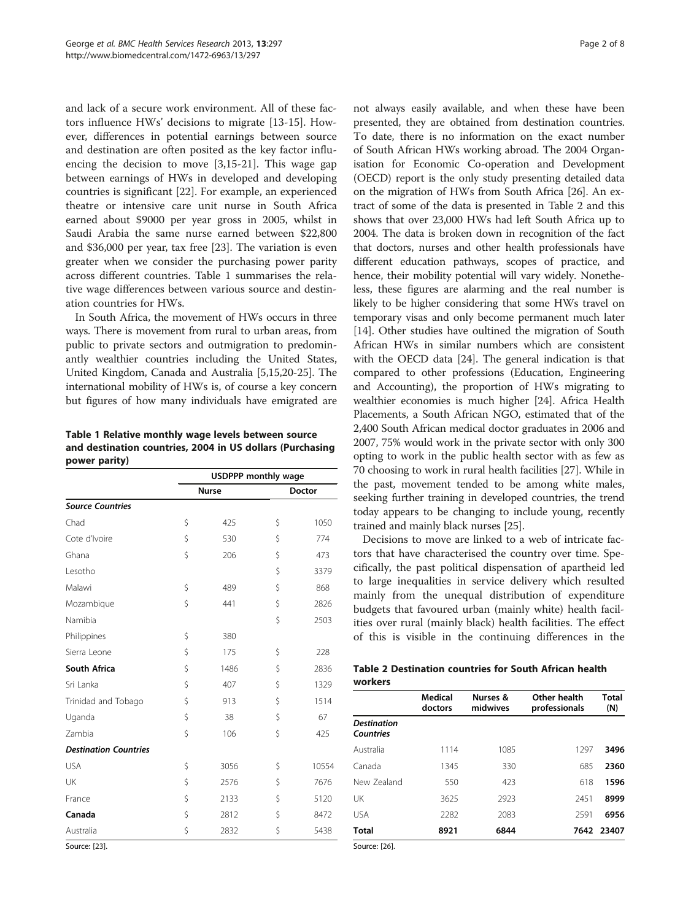and lack of a secure work environment. All of these factors influence HWs' decisions to migrate [13-15]. However, differences in potential earnings between source and destination are often posited as the key factor influencing the decision to move [3,15-21]. This wage gap between earnings of HWs in developed and developing countries is significant [22]. For example, an experienced theatre or intensive care unit nurse in South Africa earned about $9000 per year gross in 2005, whilst in Saudi Arabia the same nurse earned between $22,800 and $36,000 per year, tax free [23]. The variation is even greater when we consider the purchasing power parity across different countries. Table 1 summarises the relative wage differences between various source and destination countries for HWs.

In South Africa, the movement of HWs occurs in three ways. There is movement from rural to urban areas, from public to private sectors and outmigration to predominantly wealthier countries including the United States, United Kingdom, Canada and Australia [5,15,20-25]. The international mobility of HWs is, of course a key concern but figures of how many individuals have emigrated are not always easily available, and when these have been presented, they are obtained from destination countries. To date, there is no information on the exact number of South African HWs working abroad. The 2004 Organisation for Economic Co-operation and Development (OECD) report is the only study presenting detailed data on the migration of HWs from South Africa [26]. An extract of some of the data is presented in Table 2 and this shows that over 23,000 HWs had left South Africa up to 2004. The data is broken down in recognition of the fact that doctors, nurses and other health professionals have different education pathways, scopes of practice, and hence, their mobility potential will vary widely. Nonetheless, these figures are alarming and the real number is likely to be higher considering that some HWs travel on temporary visas and only become permanent much later [14]. Other studies have oultined the migration of South African HWs in similar numbers which are consistent with the OECD data [24]. The general indication is that compared to other professions (Education, Engineering and Accounting), the proportion of HWs migrating to wealthier economies is much higher [24]. Africa Health Placements, a South African NGO, estimated that of the 2,400 South African medical doctor graduates in 2006 and 2007, 75% would work in the private sector with only 300 opting to work in the public health sector with as few as 70 choosing to work in rural health facilities [27]. While in the past, movement tended to be among white males, seeking further training in developed countries, the trend today appears to be changing to include young, recently trained and mainly black nurses [25].

Decisions to move are linked to a web of intricate factors that have characterised the country over time. Specifically, the past political dispensation of apartheid led to large inequalities in service delivery which resulted mainly from the unequal distribution of expenditure budgets that favoured urban (mainly white) health facilities over rural (mainly black) health facilities. The effect of this is visible in the continuing differences in the

**Table 1 Relative monthly wage levels between source and destination countries, 2004 in US dollars (Purchasing power parity)**

| | USDPPP monthly wage | |
|---|---|---|
| | **Nurse** | **Doctor** |
| ***Source Countries*** | | |
| Chad | $ 425 | $ 1050 |
| Cote d'Ivoire | $ 530 | $ 774 |
| Ghana | $ 206 | $ 473 |
| Lesotho | | $ 3379 |
| Malawi | $ 489 | $ 868 |
| Mozambique | $ 441 | $ 2826 |
| Namibia | | $ 2503 |
| Philippines | $ 380 | |
| Sierra Leone | $ 175 | $ 228 |
| **South Africa** | $ 1486 | $ 2836 |
| Sri Lanka | $ 407 | $ 1329 |
| Trinidad and Tobago | $ 913 | $ 1514 |
| Uganda | $ 38 | $ 67 |
| Zambia | $ 106 | $ 425 |
| ***Destination Countries*** | | |
| USA | $ 3056 | $ 10554 |
| UK | $ 2576 | $ 7676 |
| France | $ 2133 | $ 5120 |
| **Canada** | $ 2812 | $ 8472 |
| Australia | $ 2832 | $ 5438 |

Source: [23].

**Table 2 Destination countries for South African health workers**

| | Medical doctors | Nurses & midwives | Other health professionals | Total (N) |
|---|---|---|---|---|
| ***Destination Countries*** | | | | |
| Australia | 1114 | 1085 | 1297 | **3496** |
| Canada | 1345 | 330 | 685 | **2360** |
| New Zealand | 550 | 423 | 618 | **1596** |
| UK | 3625 | 2923 | 2451 | **8999** |
| USA | 2282 | 2083 | 2591 | **6956** |
| **Total** | **8921** | **6844** | **7642** | **23407** |

Source: [26].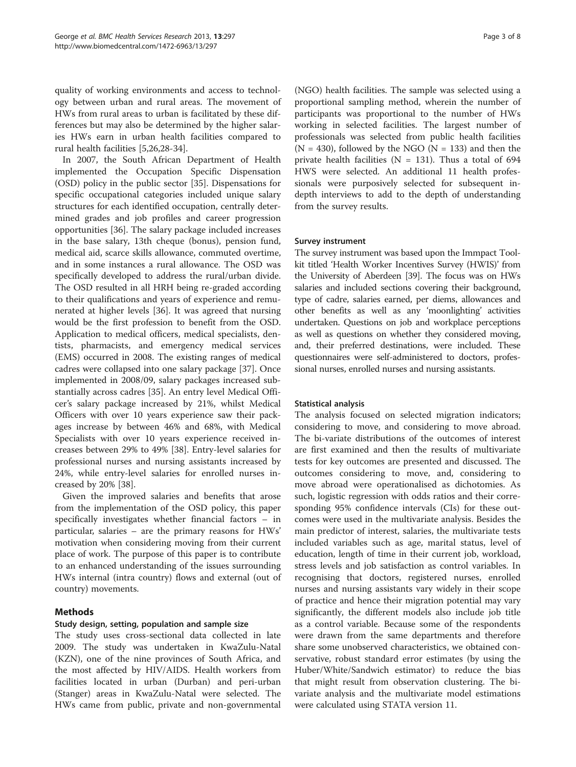quality of working environments and access to technology between urban and rural areas. The movement of HWs from rural areas to urban is facilitated by these differences but may also be determined by the higher salaries HWs earn in urban health facilities compared to rural health facilities [5,26,28-34].

In 2007, the South African Department of Health implemented the Occupation Specific Dispensation (OSD) policy in the public sector [35]. Dispensations for specific occupational categories included unique salary structures for each identified occupation, centrally determined grades and job profiles and career progression opportunities [36]. The salary package included increases in the base salary, 13th cheque (bonus), pension fund, medical aid, scarce skills allowance, commuted overtime, and in some instances a rural allowance. The OSD was specifically developed to address the rural/urban divide. The OSD resulted in all HRH being re-graded according to their qualifications and years of experience and remunerated at higher levels [36]. It was agreed that nursing would be the first profession to benefit from the OSD. Application to medical officers, medical specialists, dentists, pharmacists, and emergency medical services (EMS) occurred in 2008. The existing ranges of medical cadres were collapsed into one salary package [37]. Once implemented in 2008/09, salary packages increased substantially across cadres [35]. An entry level Medical Officer's salary package increased by 21%, whilst Medical Officers with over 10 years experience saw their packages increase by between 46% and 68%, with Medical Specialists with over 10 years experience received increases between 29% to 49% [38]. Entry-level salaries for professional nurses and nursing assistants increased by 24%, while entry-level salaries for enrolled nurses increased by 20% [38].

Given the improved salaries and benefits that arose from the implementation of the OSD policy, this paper specifically investigates whether financial factors – in particular, salaries – are the primary reasons for HWs' motivation when considering moving from their current place of work. The purpose of this paper is to contribute to an enhanced understanding of the issues surrounding HWs internal (intra country) flows and external (out of country) movements.

## Methods

### Study design, setting, population and sample size

The study uses cross-sectional data collected in late 2009. The study was undertaken in KwaZulu-Natal (KZN), one of the nine provinces of South Africa, and the most affected by HIV/AIDS. Health workers from facilities located in urban (Durban) and peri-urban (Stanger) areas in KwaZulu-Natal were selected. The HWs came from public, private and non-governmental (NGO) health facilities. The sample was selected using a proportional sampling method, wherein the number of participants was proportional to the number of HWs working in selected facilities. The largest number of professionals was selected from public health facilities (N = 430), followed by the NGO (N = 133) and then the private health facilities (N = 131). Thus a total of 694 HWS were selected. An additional 11 health professionals were purposively selected for subsequent in-depth interviews to add to the depth of understanding from the survey results.

### Survey instrument

The survey instrument was based upon the Immpact Toolkit titled 'Health Worker Incentives Survey (HWIS)' from the University of Aberdeen [39]. The focus was on HWs salaries and included sections covering their background, type of cadre, salaries earned, per diems, allowances and other benefits as well as any 'moonlighting' activities undertaken. Questions on job and workplace perceptions as well as questions on whether they considered moving, and, their preferred destinations, were included. These questionnaires were self-administered to doctors, professional nurses, enrolled nurses and nursing assistants.

### Statistical analysis

The analysis focused on selected migration indicators; considering to move, and considering to move abroad. The bi-variate distributions of the outcomes of interest are first examined and then the results of multivariate tests for key outcomes are presented and discussed. The outcomes considering to move, and, considering to move abroad were operationalised as dichotomies. As such, logistic regression with odds ratios and their corresponding 95% confidence intervals (CIs) for these outcomes were used in the multivariate analysis. Besides the main predictor of interest, salaries, the multivariate tests included variables such as age, marital status, level of education, length of time in their current job, workload, stress levels and job satisfaction as control variables. In recognising that doctors, registered nurses, enrolled nurses and nursing assistants vary widely in their scope of practice and hence their migration potential may vary significantly, the different models also include job title as a control variable. Because some of the respondents were drawn from the same departments and therefore share some unobserved characteristics, we obtained conservative, robust standard error estimates (by using the Huber/White/Sandwich estimator) to reduce the bias that might result from observation clustering. The bi-variate analysis and the multivariate model estimations were calculated using STATA version 11.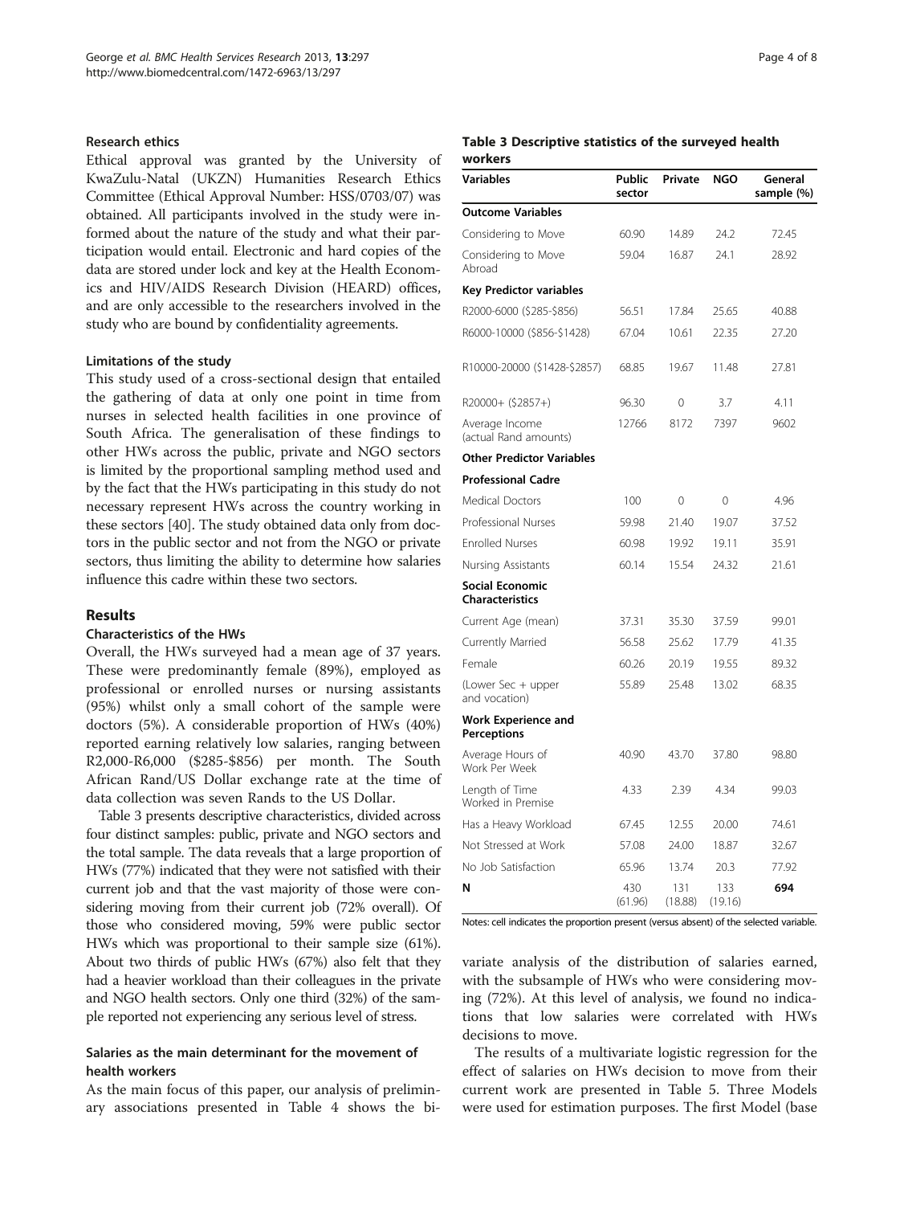#### Research ethics

Ethical approval was granted by the University of KwaZulu-Natal (UKZN) Humanities Research Ethics Committee (Ethical Approval Number: HSS/0703/07) was obtained. All participants involved in the study were informed about the nature of the study and what their participation would entail. Electronic and hard copies of the data are stored under lock and key at the Health Economics and HIV/AIDS Research Division (HEARD) offices, and are only accessible to the researchers involved in the study who are bound by confidentiality agreements.

#### Limitations of the study

This study used of a cross-sectional design that entailed the gathering of data at only one point in time from nurses in selected health facilities in one province of South Africa. The generalisation of these findings to other HWs across the public, private and NGO sectors is limited by the proportional sampling method used and by the fact that the HWs participating in this study do not necessary represent HWs across the country working in these sectors [40]. The study obtained data only from doctors in the public sector and not from the NGO or private sectors, thus limiting the ability to determine how salaries influence this cadre within these two sectors.

## Results

#### Characteristics of the HWs

Overall, the HWs surveyed had a mean age of 37 years. These were predominantly female (89%), employed as professional or enrolled nurses or nursing assistants (95%) whilst only a small cohort of the sample were doctors (5%). A considerable proportion of HWs (40%) reported earning relatively low salaries, ranging between R2,000-R6,000 ($285-$856) per month. The South African Rand/US Dollar exchange rate at the time of data collection was seven Rands to the US Dollar.

Table 3 presents descriptive characteristics, divided across four distinct samples: public, private and NGO sectors and the total sample. The data reveals that a large proportion of HWs (77%) indicated that they were not satisfied with their current job and that the vast majority of those were considering moving from their current job (72% overall). Of those who considered moving, 59% were public sector HWs which was proportional to their sample size (61%). About two thirds of public HWs (67%) also felt that they had a heavier workload than their colleagues in the private and NGO health sectors. Only one third (32%) of the sample reported not experiencing any serious level of stress.

#### Salaries as the main determinant for the movement of health workers

As the main focus of this paper, our analysis of preliminary associations presented in Table 4 shows the bi-variate analysis of the distribution of salaries earned, with the subsample of HWs who were considering moving (72%). At this level of analysis, we found no indications that low salaries were correlated with HWs decisions to move.

The results of a multivariate logistic regression for the effect of salaries on HWs decision to move from their current work are presented in Table 5. Three Models were used for estimation purposes. The first Model (base

**Table 3 Descriptive statistics of the surveyed health workers**

| Variables | Public sector | Private | NGO | General sample (%) |
|---|---|---|---|---|
| **Outcome Variables** | | | | |
| Considering to Move | 60.90 | 14.89 | 24.2 | 72.45 |
| Considering to Move Abroad | 59.04 | 16.87 | 24.1 | 28.92 |
| **Key Predictor variables** | | | | |
| R2000-6000 ($285-$856) | 56.51 | 17.84 | 25.65 | 40.88 |
| R6000-10000 ($856-$1428) | 67.04 | 10.61 | 22.35 | 27.20 |
| R10000-20000 ($1428-$2857) | 68.85 | 19.67 | 11.48 | 27.81 |
| R20000+ ($2857+) | 96.30 | 0 | 3.7 | 4.11 |
| Average Income (actual Rand amounts) | 12766 | 8172 | 7397 | 9602 |
| **Other Predictor Variables** | | | | |
| **Professional Cadre** | | | | |
| Medical Doctors | 100 | 0 | 0 | 4.96 |
| Professional Nurses | 59.98 | 21.40 | 19.07 | 37.52 |
| Enrolled Nurses | 60.98 | 19.92 | 19.11 | 35.91 |
| Nursing Assistants | 60.14 | 15.54 | 24.32 | 21.61 |
| **Social Economic Characteristics** | | | | |
| Current Age (mean) | 37.31 | 35.30 | 37.59 | 99.01 |
| Currently Married | 56.58 | 25.62 | 17.79 | 41.35 |
| Female | 60.26 | 20.19 | 19.55 | 89.32 |
| (Lower Sec + upper and vocation) | 55.89 | 25.48 | 13.02 | 68.35 |
| **Work Experience and Perceptions** | | | | |
| Average Hours of Work Per Week | 40.90 | 43.70 | 37.80 | 98.80 |
| Length of Time Worked in Premise | 4.33 | 2.39 | 4.34 | 99.03 |
| Has a Heavy Workload | 67.45 | 12.55 | 20.00 | 74.61 |
| Not Stressed at Work | 57.08 | 24.00 | 18.87 | 32.67 |
| No Job Satisfaction | 65.96 | 13.74 | 20.3 | 77.92 |
| **N** | 430 (61.96) | 131 (18.88) | 133 (19.16) | **694** |

Notes: cell indicates the proportion present (versus absent) of the selected variable.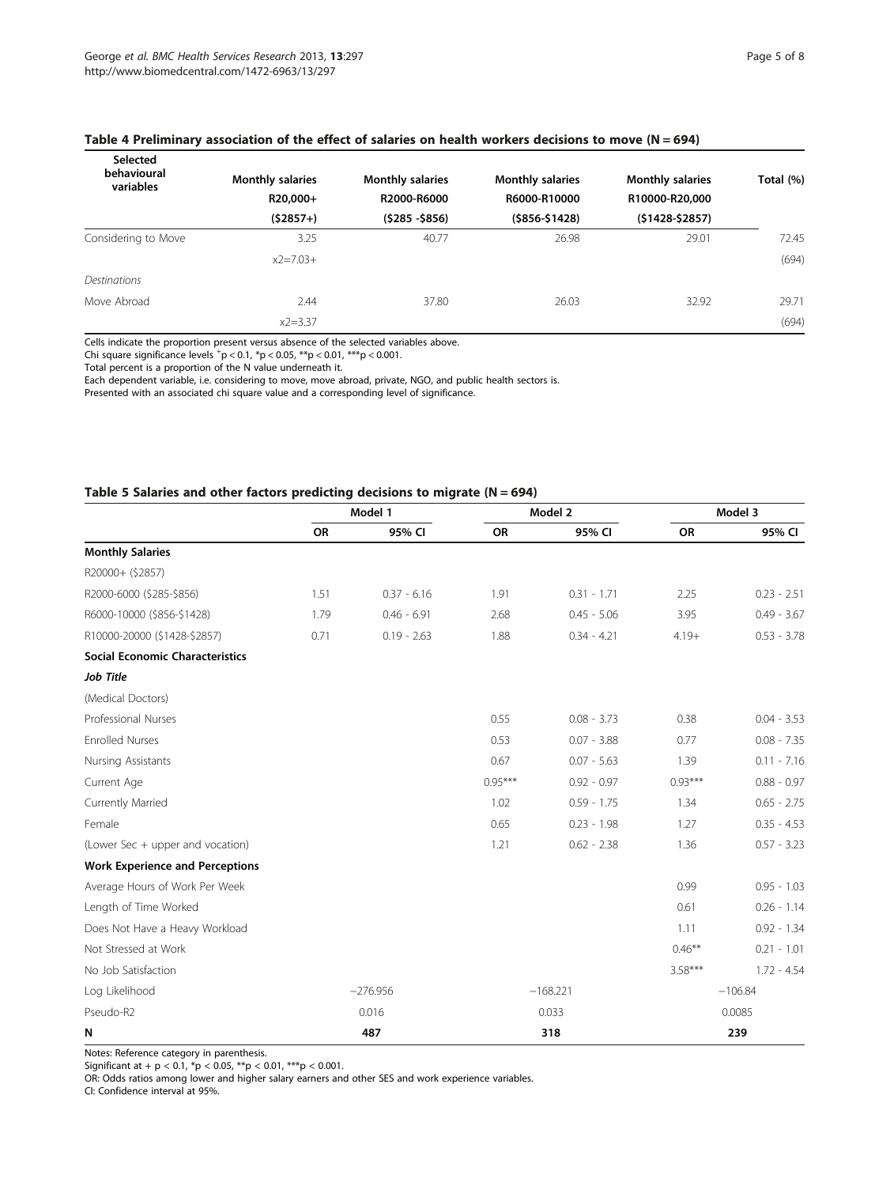**Table 4 Preliminary association of the effect of salaries on health workers decisions to move (N = 694)**

| Selected behavioural variables | Monthly salaries R20,000+ ($2857+) | Monthly salaries R2000-R6000 ($285 -$856) | Monthly salaries R6000-R10000 ($856-$1428) | Monthly salaries R10000-R20,000 ($1428-$2857) | Total (%) |
|---|---|---|---|---|---|
| Considering to Move | 3.25 | 40.77 | 26.98 | 29.01 | 72.45 |
| | x2=7.03+ | | | | (694) |
| *Destinations* | | | | | |
| Move Abroad | 2.44 | 37.80 | 26.03 | 32.92 | 29.71 |
| | x2=3.37 | | | | (694) |

Cells indicate the proportion present versus absence of the selected variables above.
Chi square significance levels $^{+}p < 0.1$, $^{*}p < 0.05$, $^{**}p < 0.01$, $^{***}p < 0.001$.
Total percent is a proportion of the N value underneath it.
Each dependent variable, i.e. considering to move, move abroad, private, NGO, and public health sectors is.
Presented with an associated chi square value and a corresponding level of significance.

**Table 5 Salaries and other factors predicting decisions to migrate (N = 694)**

| | Model 1 | | Model 2 | | Model 3 | |
|---|---|---|---|---|---|---|
| | OR | 95% CI | OR | 95% CI | OR | 95% CI |
| **Monthly Salaries** | | | | | | |
| R20000+ ($2857) | | | | | | |
| R2000-6000 ($285-$856) | 1.51 | 0.37 - 6.16 | 1.91 | 0.31 - 1.71 | 2.25 | 0.23 - 2.51 |
| R6000-10000 ($856-$1428) | 1.79 | 0.46 - 6.91 | 2.68 | 0.45 - 5.06 | 3.95 | 0.49 - 3.67 |
| R10000-20000 ($1428-$2857) | 0.71 | 0.19 - 2.63 | 1.88 | 0.34 - 4.21 | 4.19+ | 0.53 - 3.78 |
| **Social Economic Characteristics** | | | | | | |
| ***Job Title*** | | | | | | |
| (Medical Doctors) | | | | | | |
| Professional Nurses | | | 0.55 | 0.08 - 3.73 | 0.38 | 0.04 - 3.53 |
| Enrolled Nurses | | | 0.53 | 0.07 - 3.88 | 0.77 | 0.08 - 7.35 |
| Nursing Assistants | | | 0.67 | 0.07 - 5.63 | 1.39 | 0.11 - 7.16 |
| Current Age | | | 0.95*** | 0.92 - 0.97 | 0.93*** | 0.88 - 0.97 |
| Currently Married | | | 1.02 | 0.59 - 1.75 | 1.34 | 0.65 - 2.75 |
| Female | | | 0.65 | 0.23 - 1.98 | 1.27 | 0.35 - 4.53 |
| (Lower Sec + upper and vocation) | | | 1.21 | 0.62 - 2.38 | 1.36 | 0.57 - 3.23 |
| **Work Experience and Perceptions** | | | | | | |
| Average Hours of Work Per Week | | | | | 0.99 | 0.95 - 1.03 |
| Length of Time Worked | | | | | 0.61 | 0.26 - 1.14 |
| Does Not Have a Heavy Workload | | | | | 1.11 | 0.92 - 1.34 |
| Not Stressed at Work | | | | | 0.46** | 0.21 - 1.01 |
| No Job Satisfaction | | | | | 3.58*** | 1.72 - 4.54 |
| Log Likelihood | −276.956 | | −168.221 | | −106.84 | |
| Pseudo-R2 | 0.016 | | 0.033 | | 0.0085 | |
| **N** | **487** | | **318** | | **239** | |

Notes: Reference category in parenthesis.
Significant at + $p < 0.1$, $^{*}p < 0.05$, $^{**}p < 0.01$, $^{***}p < 0.001$.
OR: Odds ratios among lower and higher salary earners and other SES and work experience variables.
CI: Confidence interval at 95%.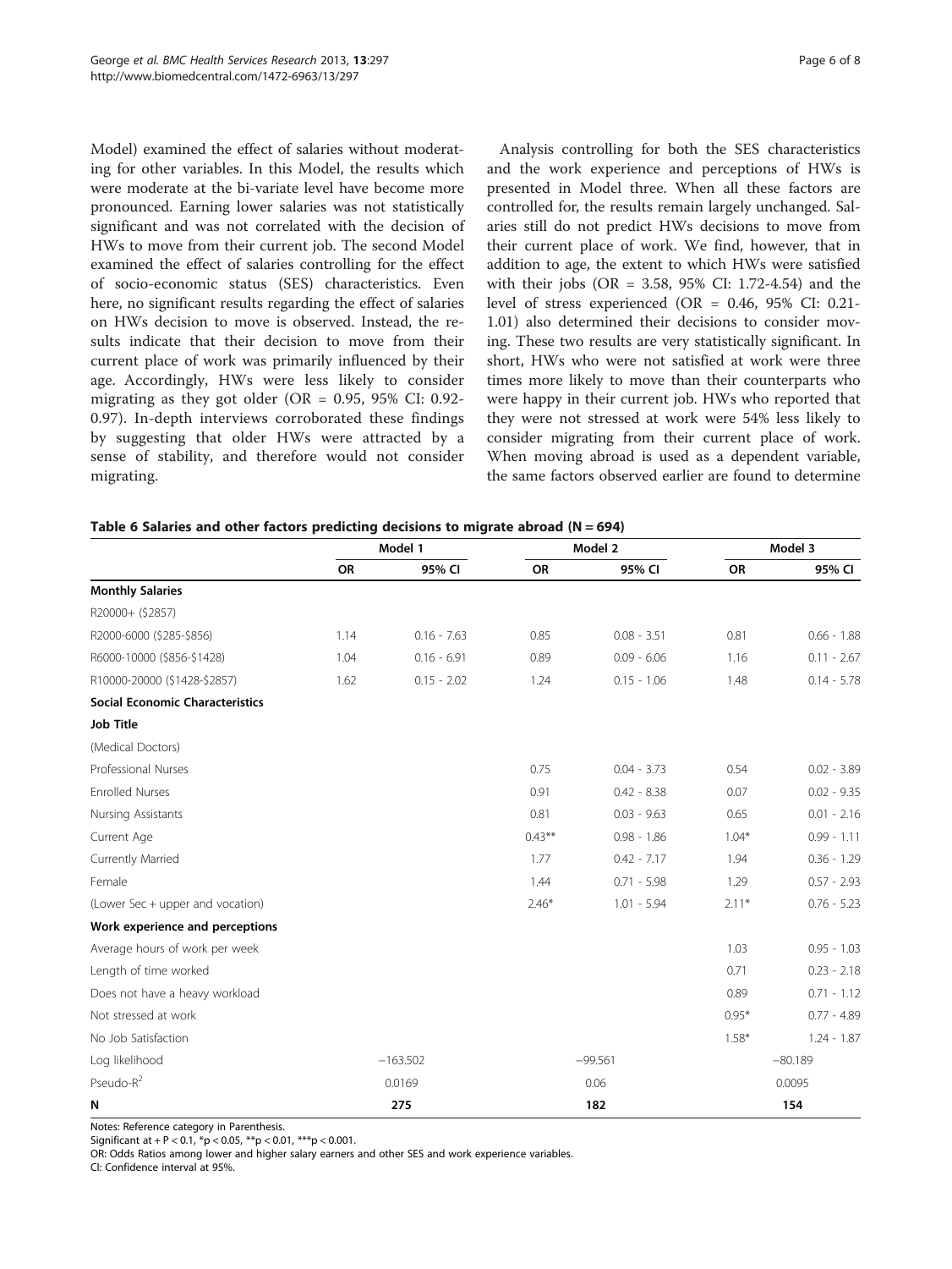Model) examined the effect of salaries without moderating for other variables. In this Model, the results which were moderate at the bi-variate level have become more pronounced. Earning lower salaries was not statistically significant and was not correlated with the decision of HWs to move from their current job. The second Model examined the effect of salaries controlling for the effect of socio-economic status (SES) characteristics. Even here, no significant results regarding the effect of salaries on HWs decision to move is observed. Instead, the results indicate that their decision to move from their current place of work was primarily influenced by their age. Accordingly, HWs were less likely to consider migrating as they got older (OR = 0.95, 95% CI: 0.92-0.97). In-depth interviews corroborated these findings by suggesting that older HWs were attracted by a sense of stability, and therefore would not consider migrating.

Analysis controlling for both the SES characteristics and the work experience and perceptions of HWs is presented in Model three. When all these factors are controlled for, the results remain largely unchanged. Salaries still do not predict HWs decisions to move from their current place of work. We find, however, that in addition to age, the extent to which HWs were satisfied with their jobs (OR = 3.58, 95% CI: 1.72-4.54) and the level of stress experienced (OR = 0.46, 95% CI: 0.21-1.01) also determined their decisions to consider moving. These two results are very statistically significant. In short, HWs who were not satisfied at work were three times more likely to move than their counterparts who were happy in their current job. HWs who reported that they were not stressed at work were 54% less likely to consider migrating from their current place of work. When moving abroad is used as a dependent variable, the same factors observed earlier are found to determine

**Table 6 Salaries and other factors predicting decisions to migrate abroad (N = 694)**

| | Model 1 | | Model 2 | | Model 3 | |
|---|---|---|---|---|---|---|
| | OR | 95% CI | OR | 95% CI | OR | 95% CI |
| **Monthly Salaries** | | | | | | |
| R20000+ ($2857) | | | | | | |
| R2000-6000 ($285-$856) | 1.14 | 0.16 - 7.63 | 0.85 | 0.08 - 3.51 | 0.81 | 0.66 - 1.88 |
| R6000-10000 ($856-$1428) | 1.04 | 0.16 - 6.91 | 0.89 | 0.09 - 6.06 | 1.16 | 0.11 - 2.67 |
| R10000-20000 ($1428-$2857) | 1.62 | 0.15 - 2.02 | 1.24 | 0.15 - 1.06 | 1.48 | 0.14 - 5.78 |
| **Social Economic Characteristics** | | | | | | |
| **Job Title** | | | | | | |
| (Medical Doctors) | | | | | | |
| Professional Nurses | | | 0.75 | 0.04 - 3.73 | 0.54 | 0.02 - 3.89 |
| Enrolled Nurses | | | 0.91 | 0.42 - 8.38 | 0.07 | 0.02 - 9.35 |
| Nursing Assistants | | | 0.81 | 0.03 - 9.63 | 0.65 | 0.01 - 2.16 |
| Current Age | | | 0.43** | 0.98 - 1.86 | 1.04* | 0.99 - 1.11 |
| Currently Married | | | 1.77 | 0.42 - 7.17 | 1.94 | 0.36 - 1.29 |
| Female | | | 1.44 | 0.71 - 5.98 | 1.29 | 0.57 - 2.93 |
| (Lower Sec + upper and vocation) | | | 2.46* | 1.01 - 5.94 | 2.11* | 0.76 - 5.23 |
| **Work experience and perceptions** | | | | | | |
| Average hours of work per week | | | | | 1.03 | 0.95 - 1.03 |
| Length of time worked | | | | | 0.71 | 0.23 - 2.18 |
| Does not have a heavy workload | | | | | 0.89 | 0.71 - 1.12 |
| Not stressed at work | | | | | 0.95* | 0.77 - 4.89 |
| No Job Satisfaction | | | | | 1.58* | 1.24 - 1.87 |
| Log likelihood | −163.502 | | −99.561 | | −80.189 | |
| Pseudo-$R^2$ | 0.0169 | | 0.06 | | 0.0095 | |
| **N** | **275** | | **182** | | **154** | |

Notes: Reference category in Parenthesis.
Significant at + P < 0.1, *p < 0.05, **p < 0.01, ***p < 0.001.
OR: Odds Ratios among lower and higher salary earners and other SES and work experience variables.
CI: Confidence interval at 95%.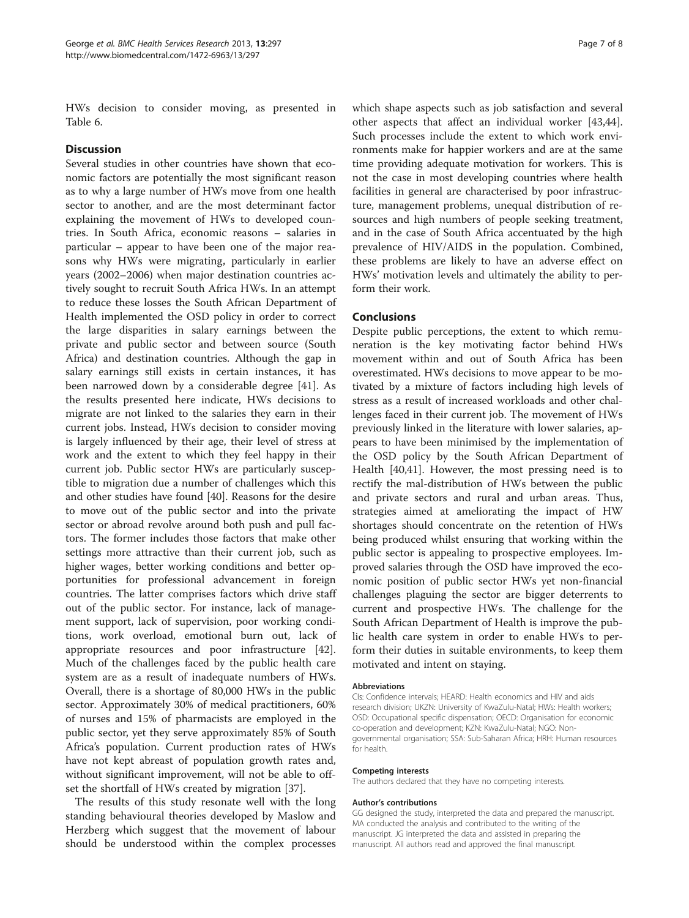HWs decision to consider moving, as presented in Table 6.

## Discussion

Several studies in other countries have shown that economic factors are potentially the most significant reason as to why a large number of HWs move from one health sector to another, and are the most determinant factor explaining the movement of HWs to developed countries. In South Africa, economic reasons – salaries in particular – appear to have been one of the major reasons why HWs were migrating, particularly in earlier years (2002–2006) when major destination countries actively sought to recruit South Africa HWs. In an attempt to reduce these losses the South African Department of Health implemented the OSD policy in order to correct the large disparities in salary earnings between the private and public sector and between source (South Africa) and destination countries. Although the gap in salary earnings still exists in certain instances, it has been narrowed down by a considerable degree [41]. As the results presented here indicate, HWs decisions to migrate are not linked to the salaries they earn in their current jobs. Instead, HWs decision to consider moving is largely influenced by their age, their level of stress at work and the extent to which they feel happy in their current job. Public sector HWs are particularly susceptible to migration due a number of challenges which this and other studies have found [40]. Reasons for the desire to move out of the public sector and into the private sector or abroad revolve around both push and pull factors. The former includes those factors that make other settings more attractive than their current job, such as higher wages, better working conditions and better opportunities for professional advancement in foreign countries. The latter comprises factors which drive staff out of the public sector. For instance, lack of management support, lack of supervision, poor working conditions, work overload, emotional burn out, lack of appropriate resources and poor infrastructure [42]. Much of the challenges faced by the public health care system are as a result of inadequate numbers of HWs. Overall, there is a shortage of 80,000 HWs in the public sector. Approximately 30% of medical practitioners, 60% of nurses and 15% of pharmacists are employed in the public sector, yet they serve approximately 85% of South Africa's population. Current production rates of HWs have not kept abreast of population growth rates and, without significant improvement, will not be able to offset the shortfall of HWs created by migration [37].

The results of this study resonate well with the long standing behavioural theories developed by Maslow and Herzberg which suggest that the movement of labour should be understood within the complex processes which shape aspects such as job satisfaction and several other aspects that affect an individual worker [43,44]. Such processes include the extent to which work environments make for happier workers and are at the same time providing adequate motivation for workers. This is not the case in most developing countries where health facilities in general are characterised by poor infrastructure, management problems, unequal distribution of resources and high numbers of people seeking treatment, and in the case of South Africa accentuated by the high prevalence of HIV/AIDS in the population. Combined, these problems are likely to have an adverse effect on HWs' motivation levels and ultimately the ability to perform their work.

## Conclusions

Despite public perceptions, the extent to which remuneration is the key motivating factor behind HWs movement within and out of South Africa has been overestimated. HWs decisions to move appear to be motivated by a mixture of factors including high levels of stress as a result of increased workloads and other challenges faced in their current job. The movement of HWs previously linked in the literature with lower salaries, appears to have been minimised by the implementation of the OSD policy by the South African Department of Health [40,41]. However, the most pressing need is to rectify the mal-distribution of HWs between the public and private sectors and rural and urban areas. Thus, strategies aimed at ameliorating the impact of HW shortages should concentrate on the retention of HWs being produced whilst ensuring that working within the public sector is appealing to prospective employees. Improved salaries through the OSD have improved the economic position of public sector HWs yet non-financial challenges plaguing the sector are bigger deterrents to current and prospective HWs. The challenge for the South African Department of Health is improve the public health care system in order to enable HWs to perform their duties in suitable environments, to keep them motivated and intent on staying.

#### Abbreviations

CIs: Confidence intervals; HEARD: Health economics and HIV and aids research division; UKZN: University of KwaZulu-Natal; HWs: Health workers; OSD: Occupational specific dispensation; OECD: Organisation for economic co-operation and development; KZN: KwaZulu-Natal; NGO: Non-governmental organisation; SSA: Sub-Saharan Africa; HRH: Human resources for health.

#### Competing interests

The authors declared that they have no competing interests.

#### Author's contributions

GG designed the study, interpreted the data and prepared the manuscript. MA conducted the analysis and contributed to the writing of the manuscript. JG interpreted the data and assisted in preparing the manuscript. All authors read and approved the final manuscript.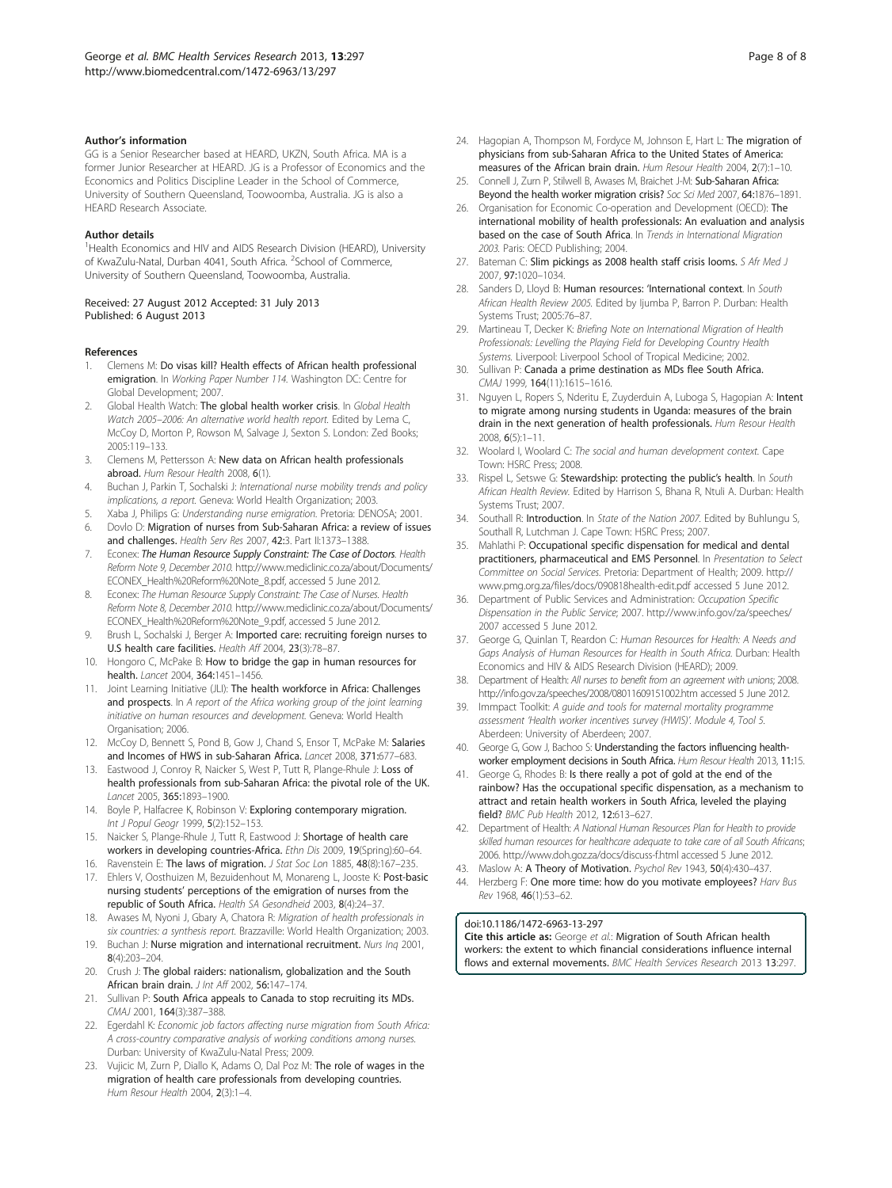### Author's information

GG is a Senior Researcher based at HEARD, UKZN, South Africa. MA is a former Junior Researcher at HEARD. JG is a Professor of Economics and the Economics and Politics Discipline Leader in the School of Commerce, University of Southern Queensland, Toowoomba, Australia. JG is also a HEARD Research Associate.

### Author details

[1]Health Economics and HIV and AIDS Research Division (HEARD), University of KwaZulu-Natal, Durban 4041, South Africa. [2]School of Commerce, University of Southern Queensland, Toowoomba, Australia.

Received: 27 August 2012 Accepted: 31 July 2013
Published: 6 August 2013

### References

1. Clemens M: **Do visas kill? Health effects of African health professional emigration**. In *Working Paper Number 114.* Washington DC: Centre for Global Development; 2007.
2. Global Health Watch: **The global health worker crisis**. In *Global Health Watch 2005–2006: An alternative world health report.* Edited by Lema C, McCoy D, Morton P, Rowson M, Salvage J, Sexton S. London: Zed Books; 2005:119–133.
3. Clemens M, Pettersson A: **New data on African health professionals abroad.** *Hum Resour Health* 2008, **6**(1).
4. Buchan J, Parkin T, Sochalski J: *International nurse mobility trends and policy implications, a report.* Geneva: World Health Organization; 2003.
5. Xaba J, Philips G: *Understanding nurse emigration.* Pretoria: DENOSA; 2001.
6. Dovlo D: **Migration of nurses from Sub-Saharan Africa: a review of issues and challenges.** *Health Serv Res* 2007, **42**:3. Part II:1373–1388.
7. Econex: ***The Human Resource Supply Constraint: The Case of Doctors.*** *Health Reform Note 9, December 2010.* http://www.mediclinic.co.za/about/Documents/ECONEX_Health%20Reform%20Note_8.pdf, accessed 5 June 2012.
8. Econex: *The Human Resource Supply Constraint: The Case of Nurses. Health Reform Note 8, December 2010.* http://www.mediclinic.co.za/about/Documents/ECONEX_Health%20Reform%20Note_9.pdf, accessed 5 June 2012.
9. Brush L, Sochalski J, Berger A: **Imported care: recruiting foreign nurses to U.S health care facilities.** *Health Aff* 2004, **23**(3):78–87.
10. Hongoro C, McPake B: **How to bridge the gap in human resources for health.** *Lancet* 2004, **364**:1451–1456.
11. Joint Learning Initiative (JLI): **The health workforce in Africa: Challenges and prospects**. In *A report of the Africa working group of the joint learning initiative on human resources and development.* Geneva: World Health Organisation; 2006.
12. McCoy D, Bennett S, Pond B, Gow J, Chand S, Ensor T, McPake M: **Salaries and Incomes of HWS in sub-Saharan Africa.** *Lancet* 2008, **371**:677–683.
13. Eastwood J, Conroy R, Naicker S, West P, Tutt R, Plange-Rhule J: **Loss of health professionals from sub-Saharan Africa: the pivotal role of the UK.** *Lancet* 2005, **365**:1893–1900.
14. Boyle P, Halfacree K, Robinson V: **Exploring contemporary migration.** *Int J Popul Geogr* 1999, **5**(2):152–153.
15. Naicker S, Plange-Rhule J, Tutt R, Eastwood J: **Shortage of health care workers in developing countries-Africa.** *Ethn Dis* 2009, **19**(Spring):60–64.
16. Ravenstein E: **The laws of migration.** *J Stat Soc Lon* 1885, **48**(8):167–235.
17. Ehlers V, Oosthuizen M, Bezuidenhout M, Monareng L, Jooste K: **Post-basic nursing students' perceptions of the emigration of nurses from the republic of South Africa.** *Health SA Gesondheid* 2003, **8**(4):24–37.
18. Awases M, Nyoni J, Gbary A, Chatora R: *Migration of health professionals in six countries: a synthesis report.* Brazzaville: World Health Organization; 2003.
19. Buchan J: **Nurse migration and international recruitment.** *Nurs Inq* 2001, **8**(4):203–204.
20. Crush J: **The global raiders: nationalism, globalization and the South African brain drain.** *J Int Aff* 2002, **56**:147–174.
21. Sullivan P: **South Africa appeals to Canada to stop recruiting its MDs.** *CMAJ* 2001, **164**(3):387–388.
22. Egerdahl K: *Economic job factors affecting nurse migration from South Africa: A cross-country comparative analysis of working conditions among nurses.* Durban: University of KwaZulu-Natal Press; 2009.
23. Vujicic M, Zurn P, Diallo K, Adams O, Dal Poz M: **The role of wages in the migration of health care professionals from developing countries.** *Hum Resour Health* 2004, **2**(3):1–4.
24. Hagopian A, Thompson M, Fordyce M, Johnson E, Hart L: **The migration of physicians from sub-Saharan Africa to the United States of America: measures of the African brain drain.** *Hum Resour Health* 2004, **2**(7):1–10.
25. Connell J, Zurn P, Stilwell B, Awases M, Braichet J-M: **Sub-Saharan Africa: Beyond the health worker migration crisis?** *Soc Sci Med* 2007, **64**:1876–1891.
26. Organisation for Economic Co-operation and Development (OECD): **The international mobility of health professionals: An evaluation and analysis based on the case of South Africa**. In *Trends in International Migration 2003.* Paris: OECD Publishing; 2004.
27. Bateman C: **Slim pickings as 2008 health staff crisis looms.** *S Afr Med J* 2007, **97**:1020–1034.
28. Sanders D, Lloyd B: **Human resources: 'International context**. In *South African Health Review 2005.* Edited by Ijumba P, Barron P. Durban: Health Systems Trust; 2005:76–87.
29. Martineau T, Decker K: *Briefing Note on International Migration of Health Professionals: Levelling the Playing Field for Developing Country Health Systems.* Liverpool: Liverpool School of Tropical Medicine; 2002.
30. Sullivan P: **Canada a prime destination as MDs flee South Africa.** *CMAJ* 1999, **164**(11):1615–1616.
31. Nguyen L, Ropers S, Nderitu E, Zuyderduin A, Luboga S, Hagopian A: **Intent to migrate among nursing students in Uganda: measures of the brain drain in the next generation of health professionals.** *Hum Resour Health* 2008, **6**(5):1–11.
32. Woolard I, Woolard C: *The social and human development context.* Cape Town: HSRC Press; 2008.
33. Rispel L, Setswe G: **Stewardship: protecting the public's health**. In *South African Health Review.* Edited by Harrison S, Bhana R, Ntuli A. Durban: Health Systems Trust; 2007.
34. Southall R: **Introduction**. In *State of the Nation 2007.* Edited by Buhlungu S, Southall R, Lutchman J. Cape Town: HSRC Press; 2007.
35. Mahlathi P: **Occupational specific dispensation for medical and dental practitioners, pharmaceutical and EMS Personnel**. In *Presentation to Select Committee on Social Services.* Pretoria: Department of Health; 2009. http://www.pmg.org.za/files/docs/090818health-edit.pdf accessed 5 June 2012.
36. Department of Public Services and Administration: *Occupation Specific Dispensation in the Public Service*; 2007. http://www.info.gov/za/speeches/2007 accessed 5 June 2012.
37. George G, Quinlan T, Reardon C: *Human Resources for Health: A Needs and Gaps Analysis of Human Resources for Health in South Africa.* Durban: Health Economics and HIV & AIDS Research Division (HEARD); 2009.
38. Department of Health: *All nurses to benefit from an agreement with unions*; 2008. http://info.gov.za/speeches/2008/08011609151002.htm accessed 5 June 2012.
39. Immpact Toolkit: *A guide and tools for maternal mortality programme assessment 'Health worker incentives survey (HWIS)'. Module 4, Tool 5.* Aberdeen: University of Aberdeen; 2007.
40. George G, Gow J, Bachoo S: **Understanding the factors influencing health-worker employment decisions in South Africa.** *Hum Resour Health* 2013, **11**:15.
41. George G, Rhodes B: **Is there really a pot of gold at the end of the rainbow? Has the occupational specific dispensation, as a mechanism to attract and retain health workers in South Africa, leveled the playing field?** *BMC Pub Health* 2012, **12**:613–627.
42. Department of Health: *A National Human Resources Plan for Health to provide skilled human resources for healthcare adequate to take care of all South Africans*; 2006. http://www.doh.goz.za/docs/discuss-f.html accessed 5 June 2012.
43. Maslow A: **A Theory of Motivation.** *Psychol Rev* 1943, **50**(4):430–437.
44. Herzberg F: **One more time: how do you motivate employees?** *Harv Bus Rev* 1968, **46**(1):53–62.

doi:10.1186/1472-6963-13-297

**Cite this article as:** George *et al.*: Migration of South African health workers: the extent to which financial considerations influence internal flows and external movements. *BMC Health Services Research* 2013 **13**:297.